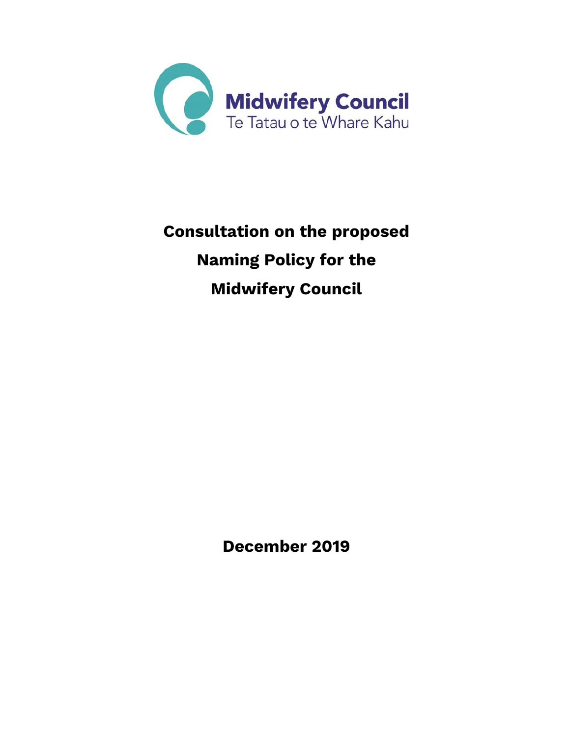Midwifery Council

Te Tatau o te Whare Kahu

# Consultation on the proposed Naming Policy for the Midwifery Council

**December 2019**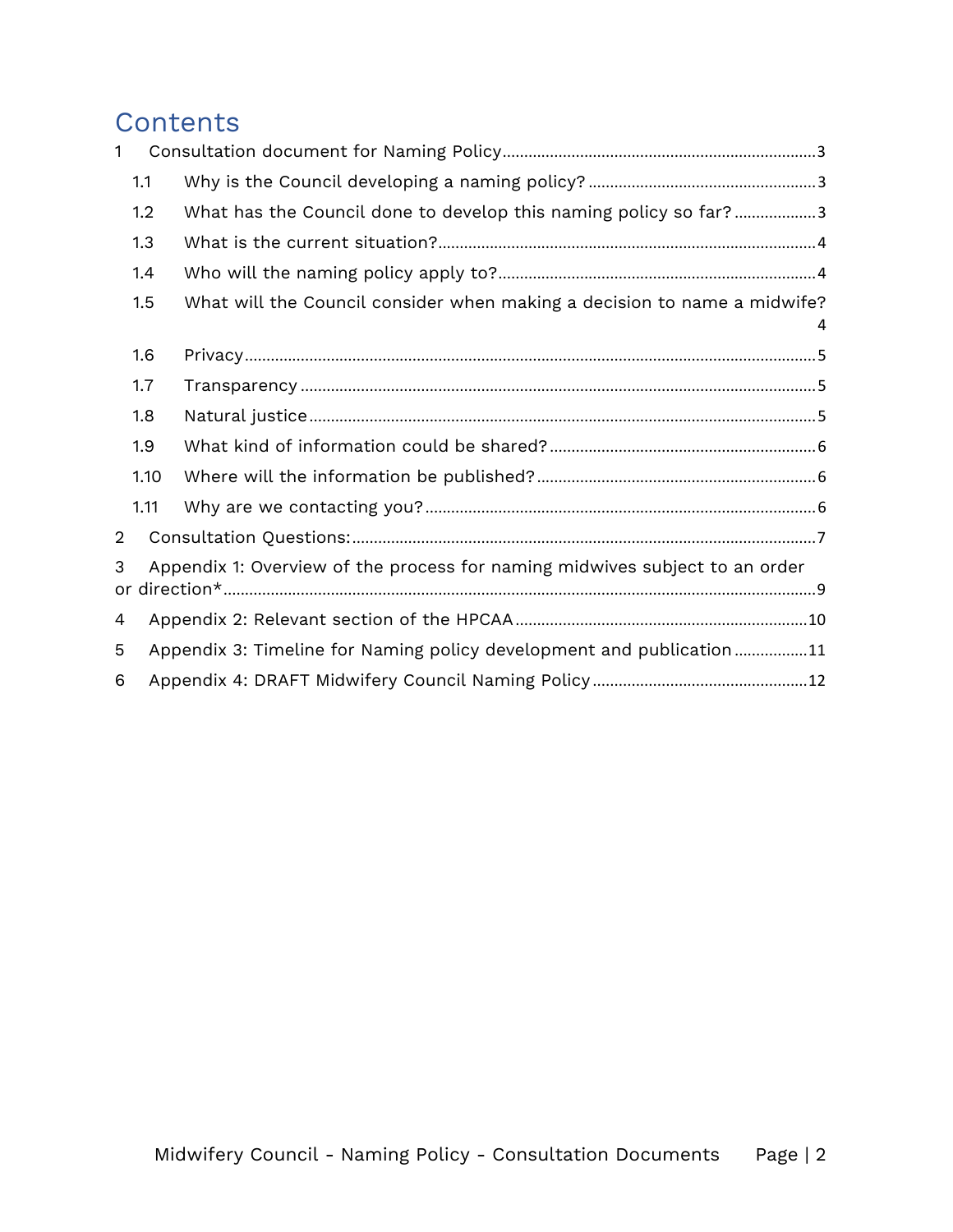# Contents

1 Consultation document for Naming Policy ........................................................................ 3

- 1.1 Why is the Council developing a naming policy? ..................................................... 3
- 1.2 What has the Council done to develop this naming policy so far? ................... 3
- 1.3 What is the current situation? ...................................................................................... 4
- 1.4 Who will the naming policy apply to? ......................................................................... 4
- 1.5 What will the Council consider when making a decision to name a midwife? 4
- 1.6 Privacy .................................................................................................................................. 5
- 1.7 Transparency ...................................................................................................................... 5
- 1.8 Natural justice .................................................................................................................... 5
- 1.9 What kind of information could be shared? ............................................................. 6
- 1.10 Where will the information be published? ............................................................... 6
- 1.11 Why are we contacting you? .......................................................................................... 6

2 Consultation Questions: ........................................................................................................... 7

3 Appendix 1: Overview of the process for naming midwives subject to an order or direction* ........................................................................................................................................... 9

4 Appendix 2: Relevant section of the HPCAA .................................................................... 10

5 Appendix 3: Timeline for Naming policy development and publication ................. 11

6 Appendix 4: DRAFT Midwifery Council Naming Policy ................................................. 12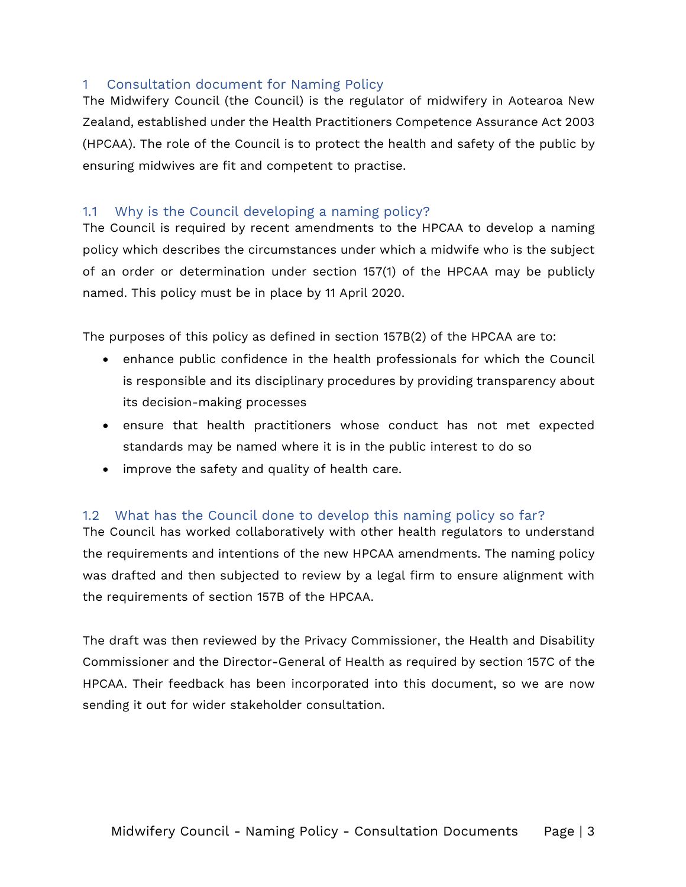# 1 Consultation document for Naming Policy

The Midwifery Council (the Council) is the regulator of midwifery in Aotearoa New Zealand, established under the Health Practitioners Competence Assurance Act 2003 (HPCAA). The role of the Council is to protect the health and safety of the public by ensuring midwives are fit and competent to practise.

## 1.1 Why is the Council developing a naming policy?

The Council is required by recent amendments to the HPCAA to develop a naming policy which describes the circumstances under which a midwife who is the subject of an order or determination under section 157(1) of the HPCAA may be publicly named. This policy must be in place by 11 April 2020.

The purposes of this policy as defined in section 157B(2) of the HPCAA are to:

- enhance public confidence in the health professionals for which the Council is responsible and its disciplinary procedures by providing transparency about its decision-making processes
- ensure that health practitioners whose conduct has not met expected standards may be named where it is in the public interest to do so
- improve the safety and quality of health care.

## 1.2 What has the Council done to develop this naming policy so far?

The Council has worked collaboratively with other health regulators to understand the requirements and intentions of the new HPCAA amendments. The naming policy was drafted and then subjected to review by a legal firm to ensure alignment with the requirements of section 157B of the HPCAA.

The draft was then reviewed by the Privacy Commissioner, the Health and Disability Commissioner and the Director-General of Health as required by section 157C of the HPCAA. Their feedback has been incorporated into this document, so we are now sending it out for wider stakeholder consultation.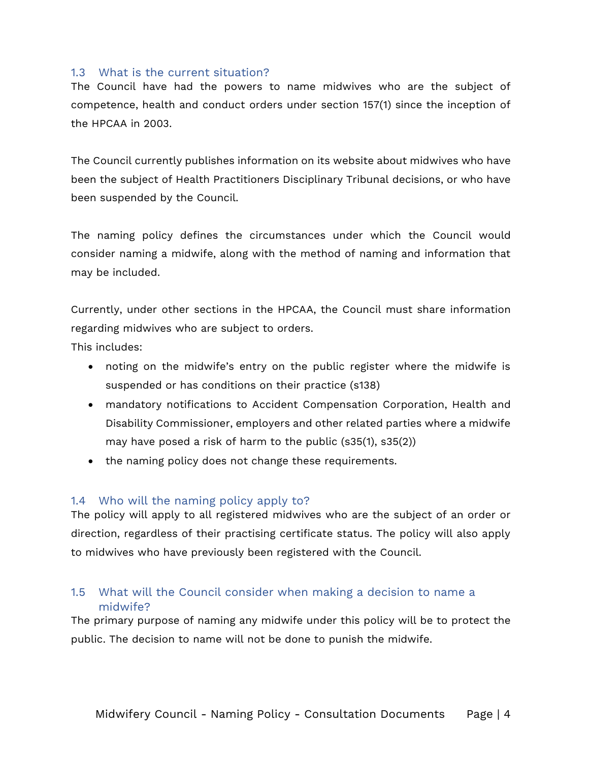### 1.3 What is the current situation?

The Council have had the powers to name midwives who are the subject of competence, health and conduct orders under section 157(1) since the inception of the HPCAA in 2003.

The Council currently publishes information on its website about midwives who have been the subject of Health Practitioners Disciplinary Tribunal decisions, or who have been suspended by the Council.

The naming policy defines the circumstances under which the Council would consider naming a midwife, along with the method of naming and information that may be included.

Currently, under other sections in the HPCAA, the Council must share information regarding midwives who are subject to orders.
This includes:

- noting on the midwife's entry on the public register where the midwife is suspended or has conditions on their practice (s138)
- mandatory notifications to Accident Compensation Corporation, Health and Disability Commissioner, employers and other related parties where a midwife may have posed a risk of harm to the public (s35(1), s35(2))
- the naming policy does not change these requirements.

### 1.4 Who will the naming policy apply to?

The policy will apply to all registered midwives who are the subject of an order or direction, regardless of their practising certificate status. The policy will also apply to midwives who have previously been registered with the Council.

### 1.5 What will the Council consider when making a decision to name a midwife?

The primary purpose of naming any midwife under this policy will be to protect the public. The decision to name will not be done to punish the midwife.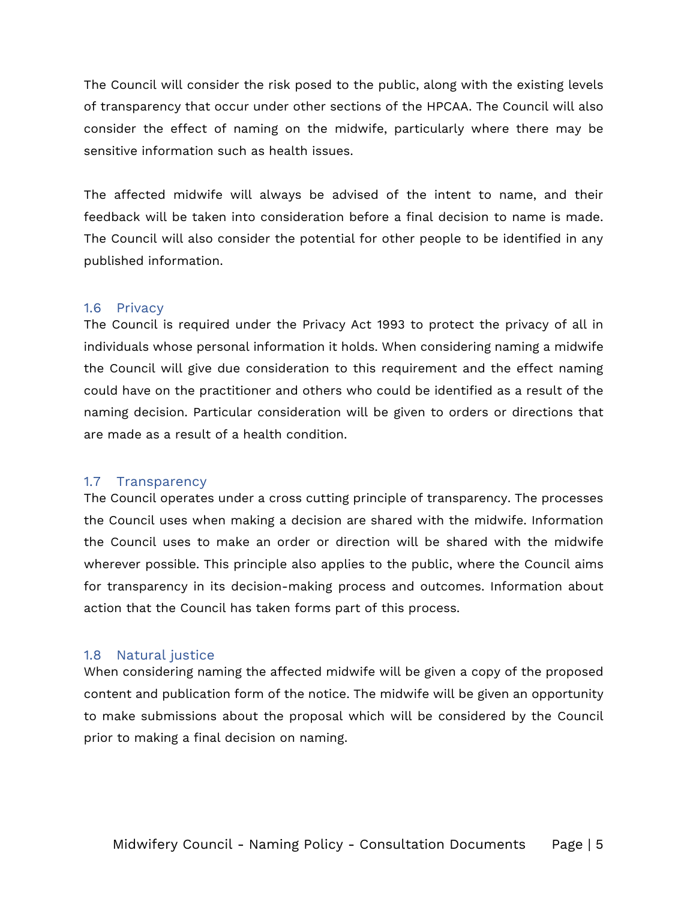The Council will consider the risk posed to the public, along with the existing levels of transparency that occur under other sections of the HPCAA. The Council will also consider the effect of naming on the midwife, particularly where there may be sensitive information such as health issues.

The affected midwife will always be advised of the intent to name, and their feedback will be taken into consideration before a final decision to name is made. The Council will also consider the potential for other people to be identified in any published information.

### 1.6 Privacy

The Council is required under the Privacy Act 1993 to protect the privacy of all in individuals whose personal information it holds. When considering naming a midwife the Council will give due consideration to this requirement and the effect naming could have on the practitioner and others who could be identified as a result of the naming decision. Particular consideration will be given to orders or directions that are made as a result of a health condition.

### 1.7 Transparency

The Council operates under a cross cutting principle of transparency. The processes the Council uses when making a decision are shared with the midwife. Information the Council uses to make an order or direction will be shared with the midwife wherever possible. This principle also applies to the public, where the Council aims for transparency in its decision-making process and outcomes. Information about action that the Council has taken forms part of this process.

### 1.8 Natural justice

When considering naming the affected midwife will be given a copy of the proposed content and publication form of the notice. The midwife will be given an opportunity to make submissions about the proposal which will be considered by the Council prior to making a final decision on naming.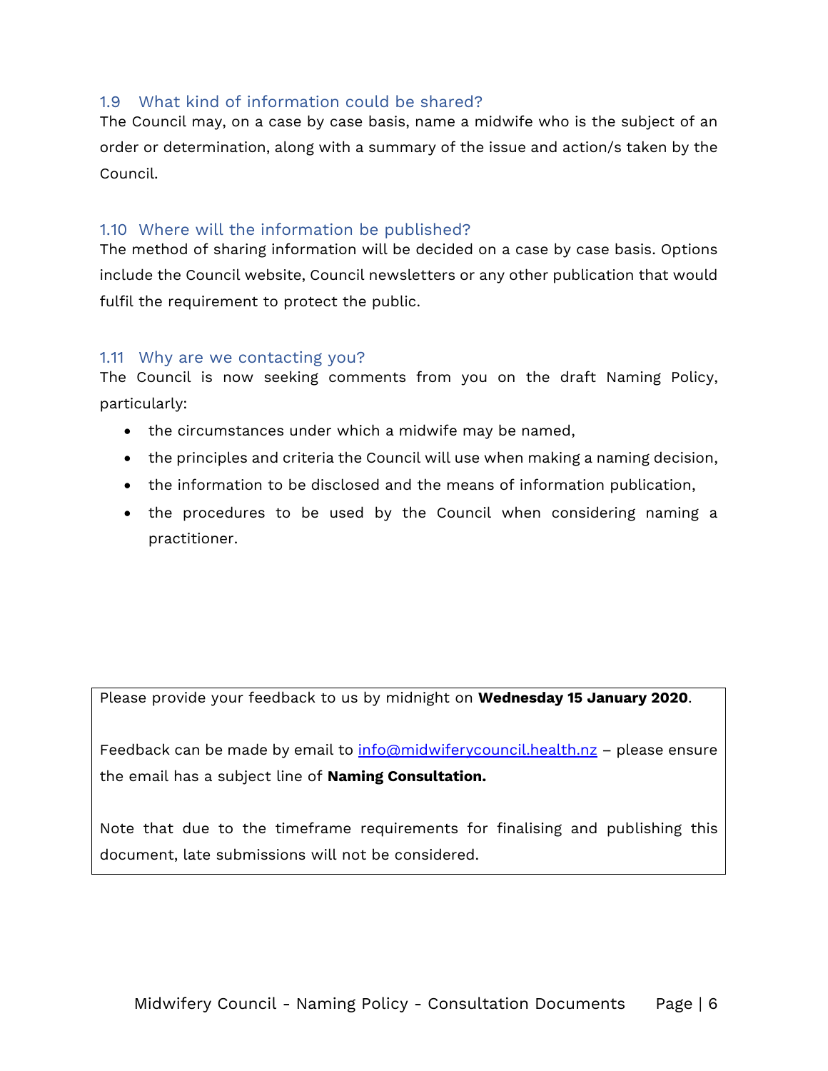### 1.9 What kind of information could be shared?

The Council may, on a case by case basis, name a midwife who is the subject of an order or determination, along with a summary of the issue and action/s taken by the Council.

### 1.10 Where will the information be published?

The method of sharing information will be decided on a case by case basis. Options include the Council website, Council newsletters or any other publication that would fulfil the requirement to protect the public.

### 1.11 Why are we contacting you?

The Council is now seeking comments from you on the draft Naming Policy, particularly:

- the circumstances under which a midwife may be named,
- the principles and criteria the Council will use when making a naming decision,
- the information to be disclosed and the means of information publication,
- the procedures to be used by the Council when considering naming a practitioner.

Please provide your feedback to us by midnight on **Wednesday 15 January 2020**.

Feedback can be made by email to info@midwiferycouncil.health.nz – please ensure the email has a subject line of **Naming Consultation.**

Note that due to the timeframe requirements for finalising and publishing this document, late submissions will not be considered.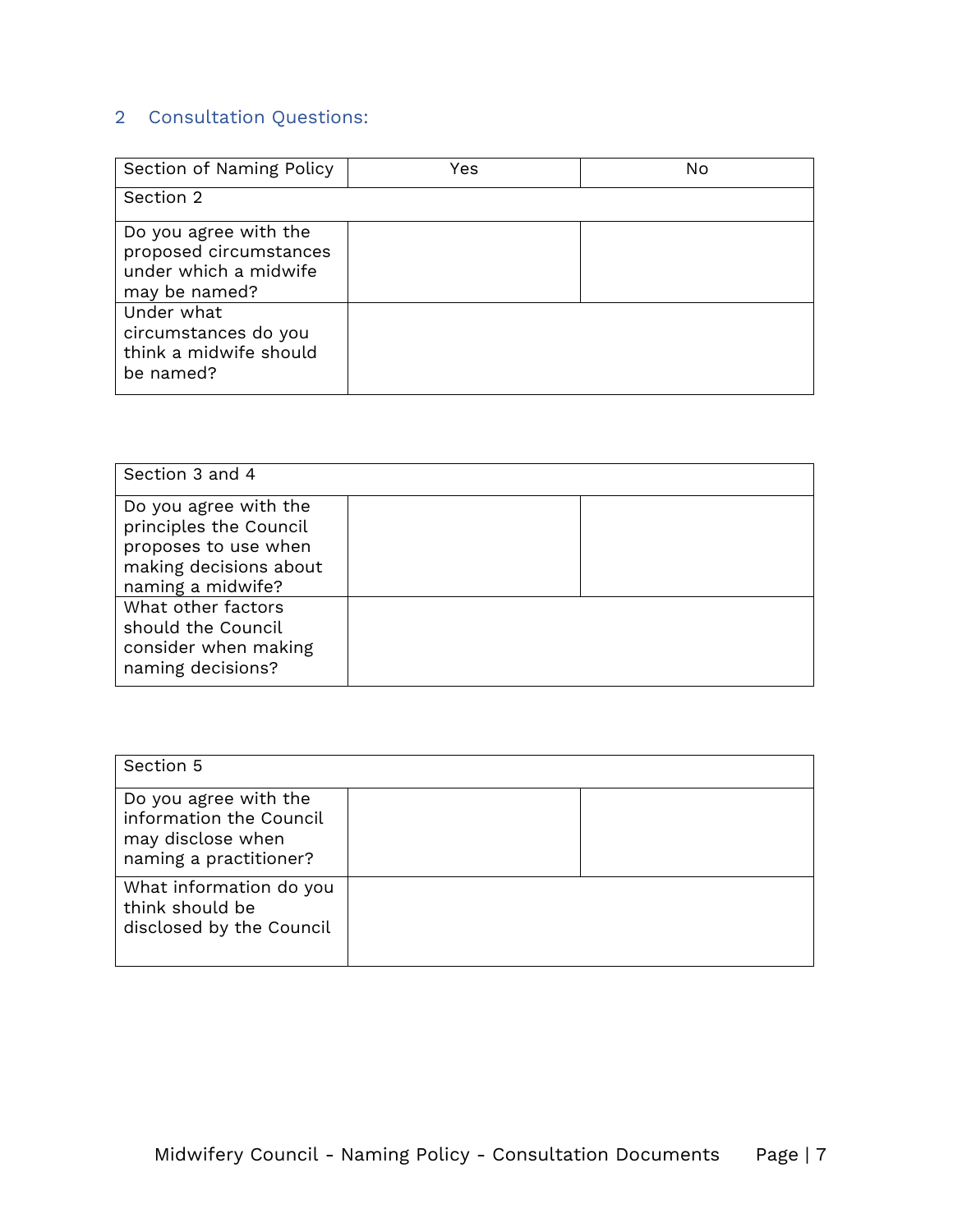## 2 Consultation Questions:

| Section of Naming Policy | Yes | No |
| --- | --- | --- |
| Section 2 | | |
| Do you agree with the proposed circumstances under which a midwife may be named? | | |
| Under what circumstances do you think a midwife should be named? | | |

| Section 3 and 4 | | |
| --- | --- | --- |
| Do you agree with the principles the Council proposes to use when making decisions about naming a midwife? | | |
| What other factors should the Council consider when making naming decisions? | | |

| Section 5 | | |
| --- | --- | --- |
| Do you agree with the information the Council may disclose when naming a practitioner? | | |
| What information do you think should be disclosed by the Council | | |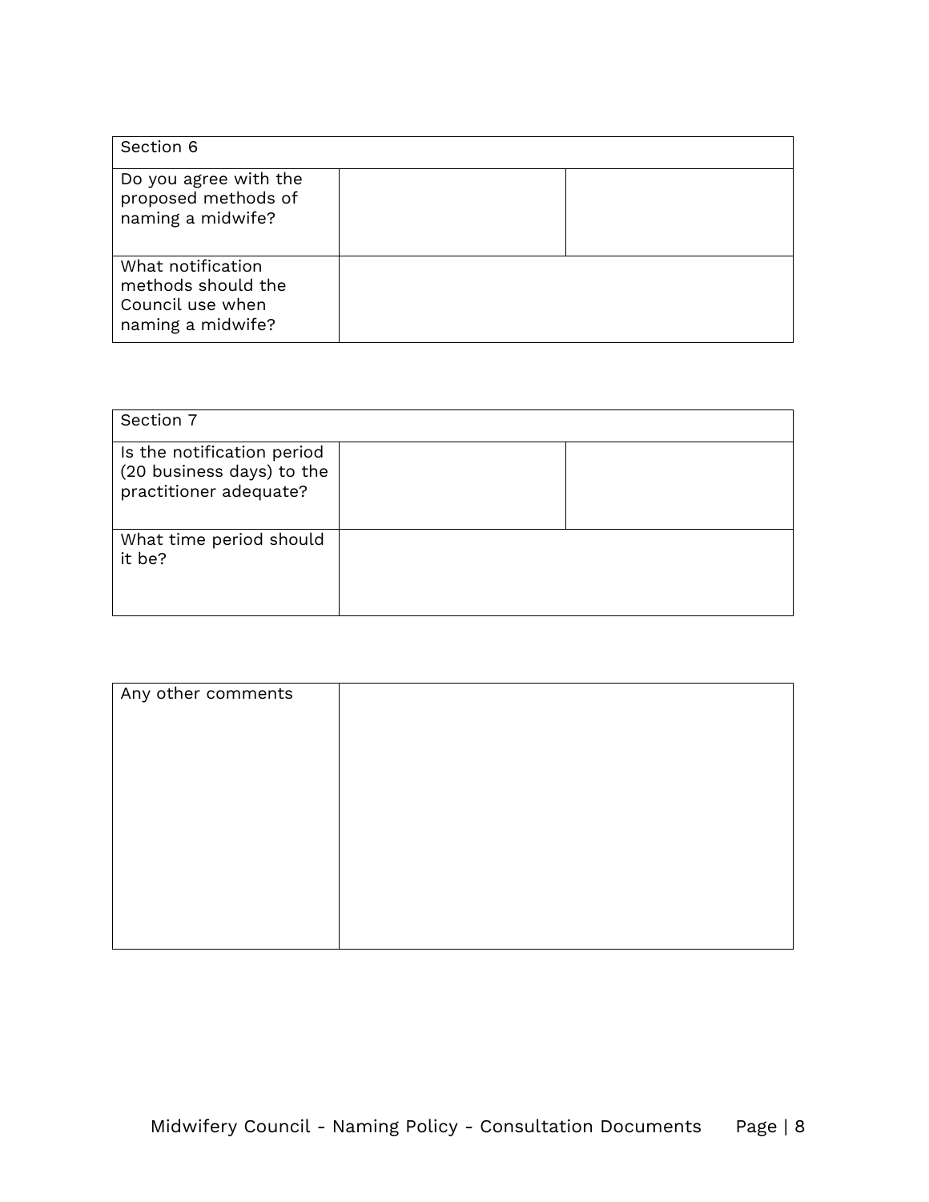| Section 6 | | |
|---|---|---|
| Do you agree with the proposed methods of naming a midwife? | | |
| What notification methods should the Council use when naming a midwife? | | |

| Section 7 | | |
|---|---|---|
| Is the notification period (20 business days) to the practitioner adequate? | | |
| What time period should it be? | | |

| Any other comments | |
|---|---|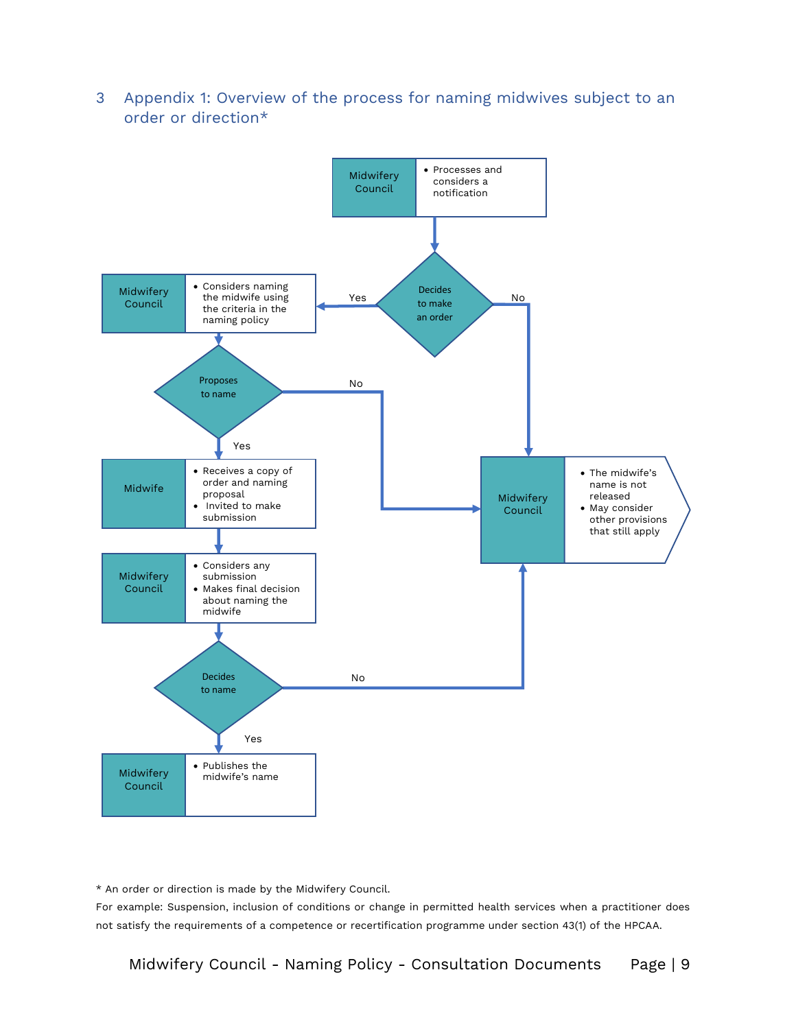## 3 Appendix 1: Overview of the process for naming midwives subject to an order or direction*

**Midwifery Council**
- Processes and considers a notification

**Decides to make an order**
- Yes → Midwifery Council
  - Considers naming the midwife using the criteria in the naming policy
- No → Midwifery Council
  - The midwife's name is not released
  - May consider other provisions that still apply

**Proposes to name**
- No → Midwifery Council (The midwife's name is not released; May consider other provisions that still apply)
- Yes → Midwife
  - Receives a copy of order and naming proposal
  - Invited to make submission

**Midwifery Council**
- Considers any submission
- Makes final decision about naming the midwife

**Decides to name**
- No → Midwifery Council (The midwife's name is not released; May consider other provisions that still apply)
- Yes → Midwifery Council
  - Publishes the midwife's name

\* An order or direction is made by the Midwifery Council.

For example: Suspension, inclusion of conditions or change in permitted health services when a practitioner does not satisfy the requirements of a competence or recertification programme under section 43(1) of the HPCAA.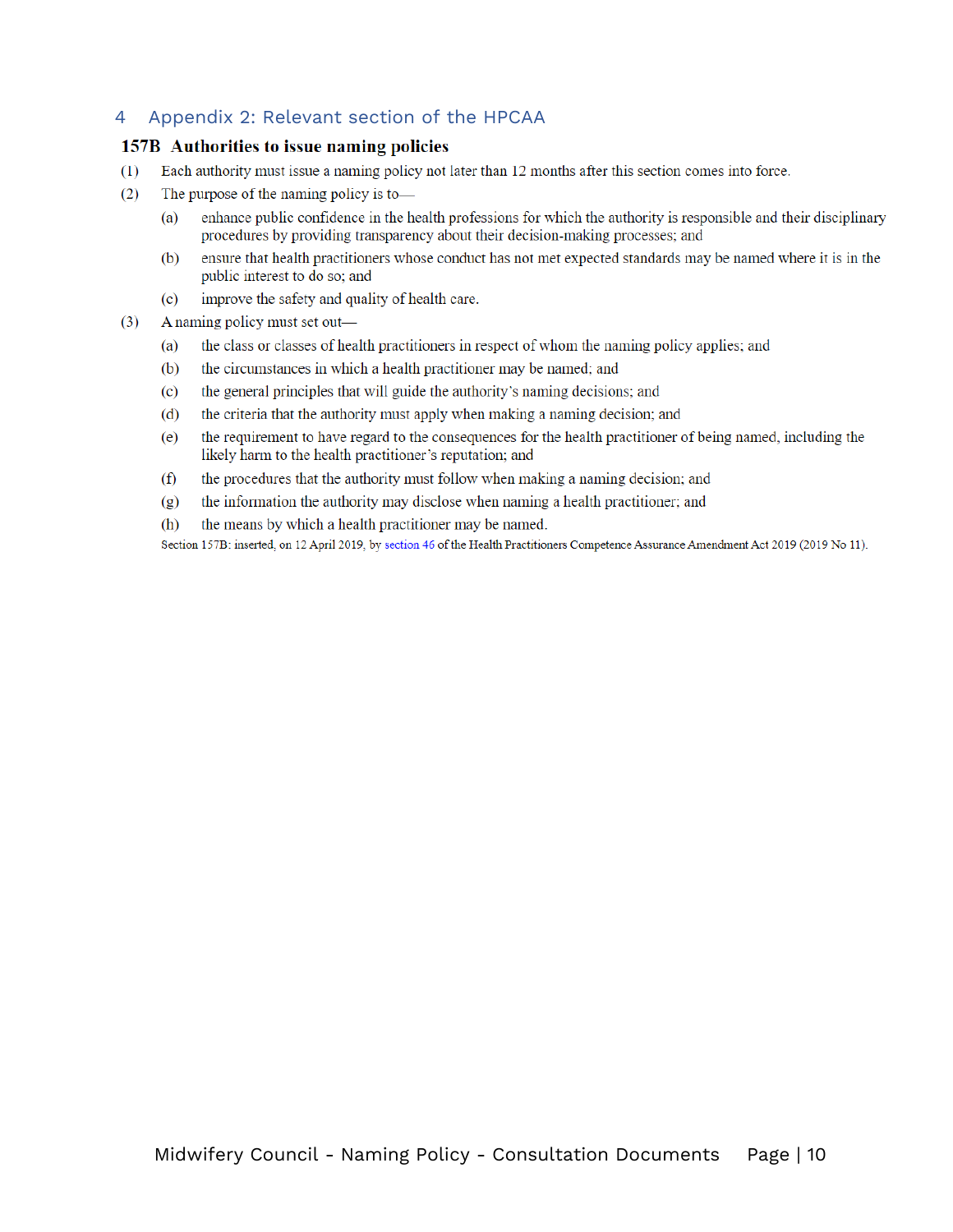# 4 Appendix 2: Relevant section of the HPCAA

## 157B Authorities to issue naming policies

(1) Each authority must issue a naming policy not later than 12 months after this section comes into force.

(2) The purpose of the naming policy is to—

- (a) enhance public confidence in the health professions for which the authority is responsible and their disciplinary procedures by providing transparency about their decision-making processes; and
- (b) ensure that health practitioners whose conduct has not met expected standards may be named where it is in the public interest to do so; and
- (c) improve the safety and quality of health care.

(3) A naming policy must set out—

- (a) the class or classes of health practitioners in respect of whom the naming policy applies; and
- (b) the circumstances in which a health practitioner may be named; and
- (c) the general principles that will guide the authority's naming decisions; and
- (d) the criteria that the authority must apply when making a naming decision; and
- (e) the requirement to have regard to the consequences for the health practitioner of being named, including the likely harm to the health practitioner's reputation; and
- (f) the procedures that the authority must follow when making a naming decision; and
- (g) the information the authority may disclose when naming a health practitioner; and
- (h) the means by which a health practitioner may be named.

Section 157B: inserted, on 12 April 2019, by section 46 of the Health Practitioners Competence Assurance Amendment Act 2019 (2019 No 11).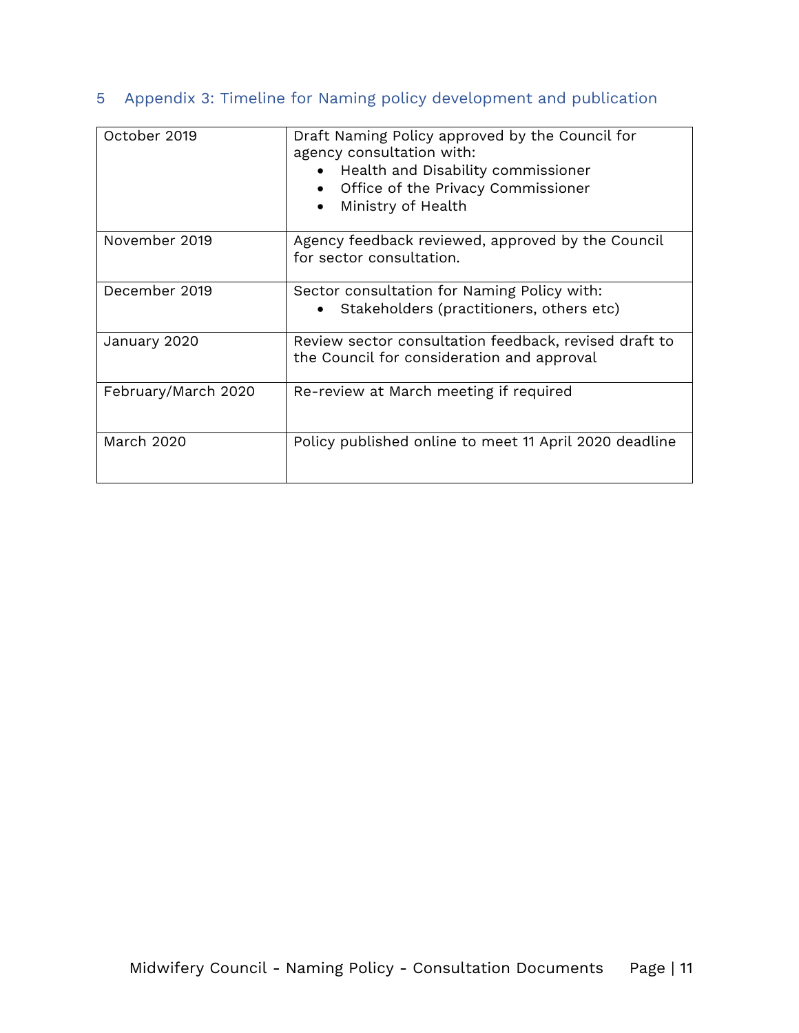## 5 Appendix 3: Timeline for Naming policy development and publication

| | |
|---|---|
| October 2019 | Draft Naming Policy approved by the Council for agency consultation with:<br>• Health and Disability commissioner<br>• Office of the Privacy Commissioner<br>• Ministry of Health |
| November 2019 | Agency feedback reviewed, approved by the Council for sector consultation. |
| December 2019 | Sector consultation for Naming Policy with:<br>• Stakeholders (practitioners, others etc) |
| January 2020 | Review sector consultation feedback, revised draft to the Council for consideration and approval |
| February/March 2020 | Re-review at March meeting if required |
| March 2020 | Policy published online to meet 11 April 2020 deadline |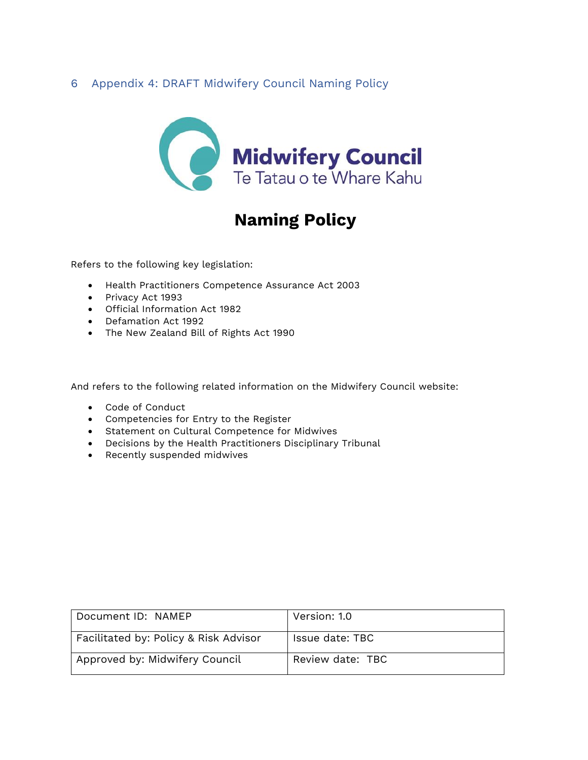## 6 Appendix 4: DRAFT Midwifery Council Naming Policy

**Midwifery Council**
Te Tatau o te Whare Kahu

# Naming Policy

Refers to the following key legislation:

- Health Practitioners Competence Assurance Act 2003
- Privacy Act 1993
- Official Information Act 1982
- Defamation Act 1992
- The New Zealand Bill of Rights Act 1990

And refers to the following related information on the Midwifery Council website:

- Code of Conduct
- Competencies for Entry to the Register
- Statement on Cultural Competence for Midwives
- Decisions by the Health Practitioners Disciplinary Tribunal
- Recently suspended midwives

| Document ID: NAMEP | Version: 1.0 |
|---|---|
| Facilitated by: Policy & Risk Advisor | Issue date: TBC |
| Approved by: Midwifery Council | Review date: TBC |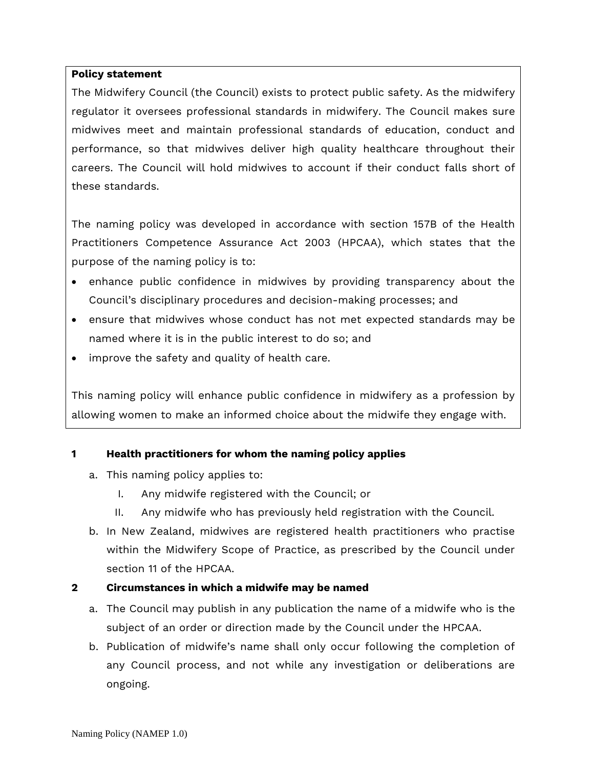**Policy statement**

The Midwifery Council (the Council) exists to protect public safety. As the midwifery regulator it oversees professional standards in midwifery. The Council makes sure midwives meet and maintain professional standards of education, conduct and performance, so that midwives deliver high quality healthcare throughout their careers. The Council will hold midwives to account if their conduct falls short of these standards.

The naming policy was developed in accordance with section 157B of the Health Practitioners Competence Assurance Act 2003 (HPCAA), which states that the purpose of the naming policy is to:

- enhance public confidence in midwives by providing transparency about the Council's disciplinary procedures and decision-making processes; and
- ensure that midwives whose conduct has not met expected standards may be named where it is in the public interest to do so; and
- improve the safety and quality of health care.

This naming policy will enhance public confidence in midwifery as a profession by allowing women to make an informed choice about the midwife they engage with.

## 1 Health practitioners for whom the naming policy applies

a. This naming policy applies to:

   I. Any midwife registered with the Council; or

   II. Any midwife who has previously held registration with the Council.

b. In New Zealand, midwives are registered health practitioners who practise within the Midwifery Scope of Practice, as prescribed by the Council under section 11 of the HPCAA.

## 2 Circumstances in which a midwife may be named

a. The Council may publish in any publication the name of a midwife who is the subject of an order or direction made by the Council under the HPCAA.

b. Publication of midwife's name shall only occur following the completion of any Council process, and not while any investigation or deliberations are ongoing.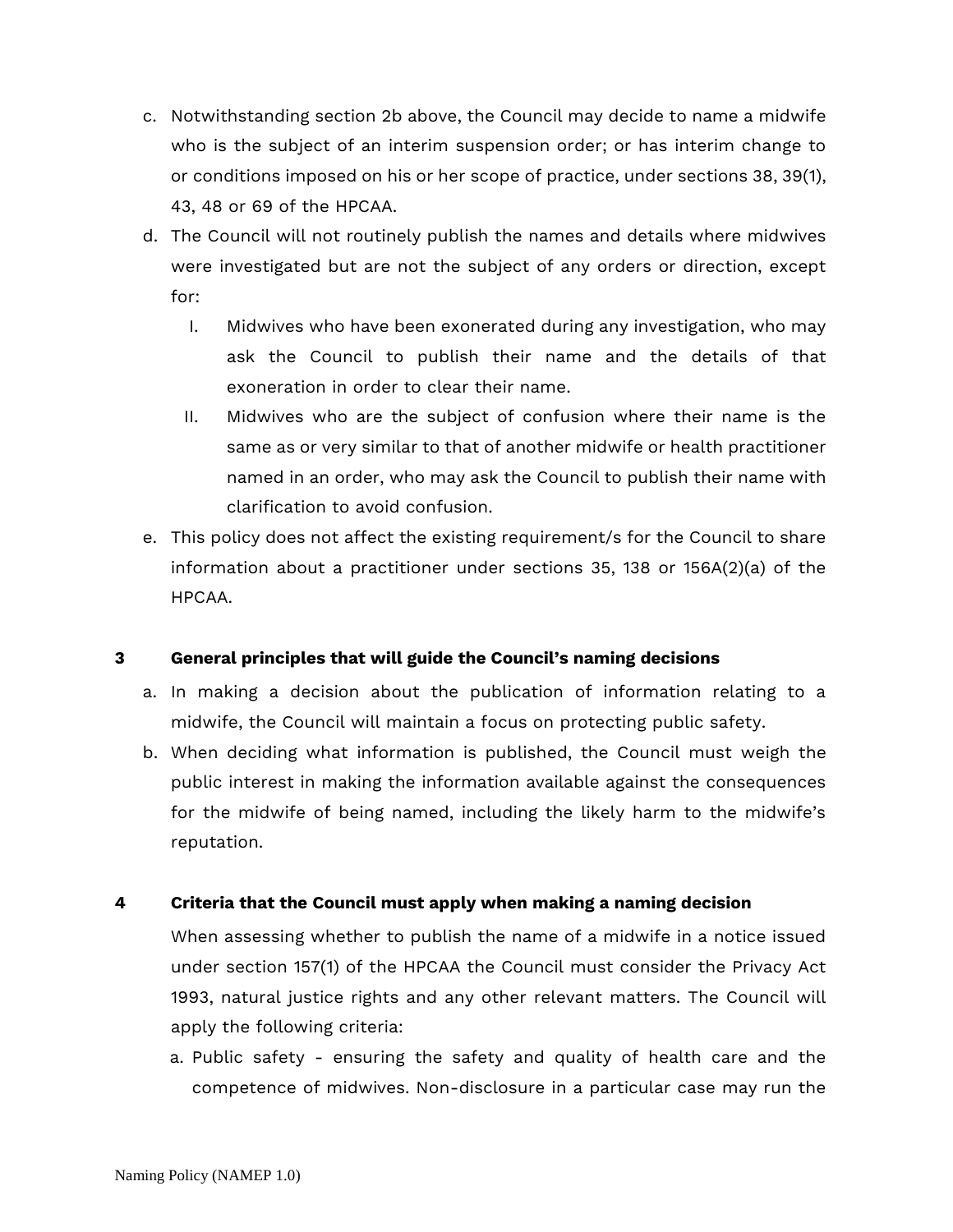c. Notwithstanding section 2b above, the Council may decide to name a midwife who is the subject of an interim suspension order; or has interim change to or conditions imposed on his or her scope of practice, under sections 38, 39(1), 43, 48 or 69 of the HPCAA.

d. The Council will not routinely publish the names and details where midwives were investigated but are not the subject of any orders or direction, except for:

   I. Midwives who have been exonerated during any investigation, who may ask the Council to publish their name and the details of that exoneration in order to clear their name.

   II. Midwives who are the subject of confusion where their name is the same as or very similar to that of another midwife or health practitioner named in an order, who may ask the Council to publish their name with clarification to avoid confusion.

e. This policy does not affect the existing requirement/s for the Council to share information about a practitioner under sections 35, 138 or 156A(2)(a) of the HPCAA.

## 3 General principles that will guide the Council's naming decisions

a. In making a decision about the publication of information relating to a midwife, the Council will maintain a focus on protecting public safety.

b. When deciding what information is published, the Council must weigh the public interest in making the information available against the consequences for the midwife of being named, including the likely harm to the midwife's reputation.

## 4 Criteria that the Council must apply when making a naming decision

When assessing whether to publish the name of a midwife in a notice issued under section 157(1) of the HPCAA the Council must consider the Privacy Act 1993, natural justice rights and any other relevant matters. The Council will apply the following criteria:

a. Public safety - ensuring the safety and quality of health care and the competence of midwives. Non-disclosure in a particular case may run the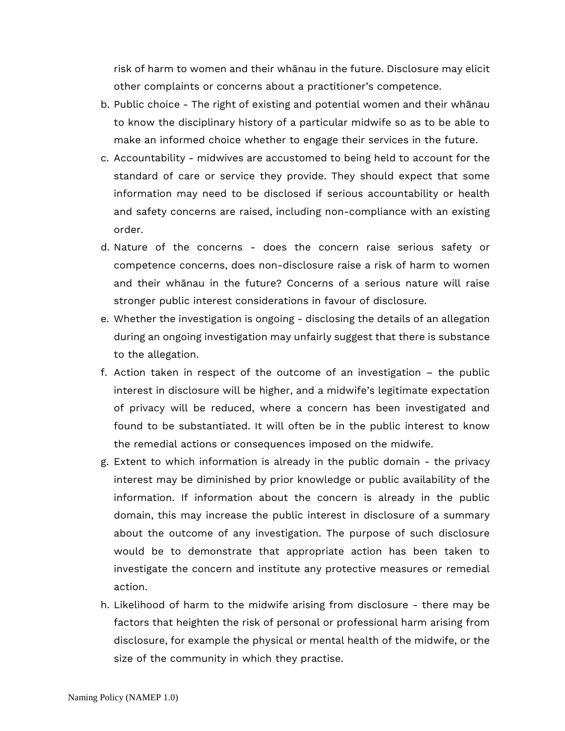risk of harm to women and their whānau in the future. Disclosure may elicit other complaints or concerns about a practitioner's competence.

b. Public choice - The right of existing and potential women and their whānau to know the disciplinary history of a particular midwife so as to be able to make an informed choice whether to engage their services in the future.
c. Accountability - midwives are accustomed to being held to account for the standard of care or service they provide. They should expect that some information may need to be disclosed if serious accountability or health and safety concerns are raised, including non-compliance with an existing order.
d. Nature of the concerns - does the concern raise serious safety or competence concerns, does non-disclosure raise a risk of harm to women and their whānau in the future? Concerns of a serious nature will raise stronger public interest considerations in favour of disclosure.
e. Whether the investigation is ongoing - disclosing the details of an allegation during an ongoing investigation may unfairly suggest that there is substance to the allegation.
f. Action taken in respect of the outcome of an investigation – the public interest in disclosure will be higher, and a midwife's legitimate expectation of privacy will be reduced, where a concern has been investigated and found to be substantiated. It will often be in the public interest to know the remedial actions or consequences imposed on the midwife.
g. Extent to which information is already in the public domain - the privacy interest may be diminished by prior knowledge or public availability of the information. If information about the concern is already in the public domain, this may increase the public interest in disclosure of a summary about the outcome of any investigation. The purpose of such disclosure would be to demonstrate that appropriate action has been taken to investigate the concern and institute any protective measures or remedial action.
h. Likelihood of harm to the midwife arising from disclosure - there may be factors that heighten the risk of personal or professional harm arising from disclosure, for example the physical or mental health of the midwife, or the size of the community in which they practise.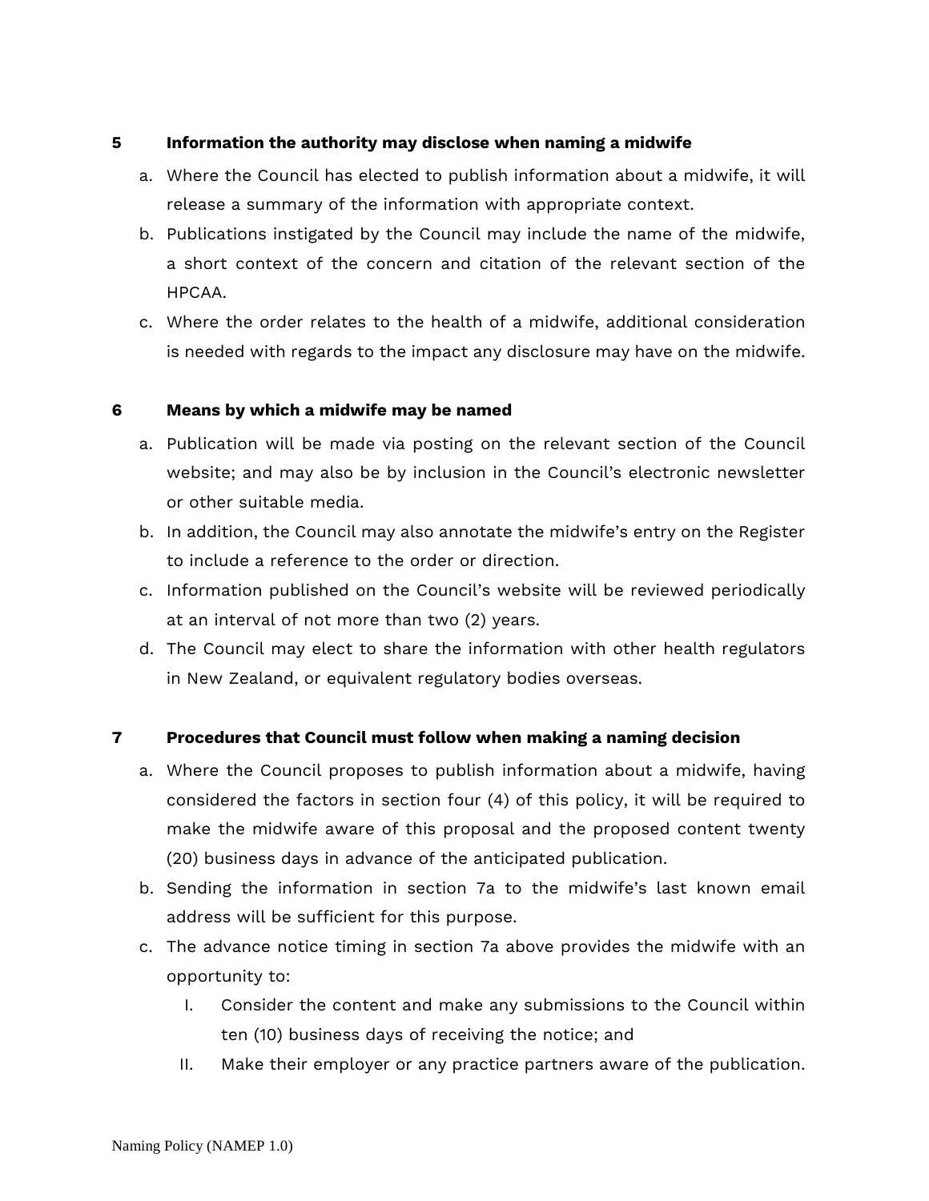## 5 Information the authority may disclose when naming a midwife

a. Where the Council has elected to publish information about a midwife, it will release a summary of the information with appropriate context.

b. Publications instigated by the Council may include the name of the midwife, a short context of the concern and citation of the relevant section of the HPCAA.

c. Where the order relates to the health of a midwife, additional consideration is needed with regards to the impact any disclosure may have on the midwife.

## 6 Means by which a midwife may be named

a. Publication will be made via posting on the relevant section of the Council website; and may also be by inclusion in the Council's electronic newsletter or other suitable media.

b. In addition, the Council may also annotate the midwife's entry on the Register to include a reference to the order or direction.

c. Information published on the Council's website will be reviewed periodically at an interval of not more than two (2) years.

d. The Council may elect to share the information with other health regulators in New Zealand, or equivalent regulatory bodies overseas.

## 7 Procedures that Council must follow when making a naming decision

a. Where the Council proposes to publish information about a midwife, having considered the factors in section four (4) of this policy, it will be required to make the midwife aware of this proposal and the proposed content twenty (20) business days in advance of the anticipated publication.

b. Sending the information in section 7a to the midwife's last known email address will be sufficient for this purpose.

c. The advance notice timing in section 7a above provides the midwife with an opportunity to:

   I. Consider the content and make any submissions to the Council within ten (10) business days of receiving the notice; and

   II. Make their employer or any practice partners aware of the publication.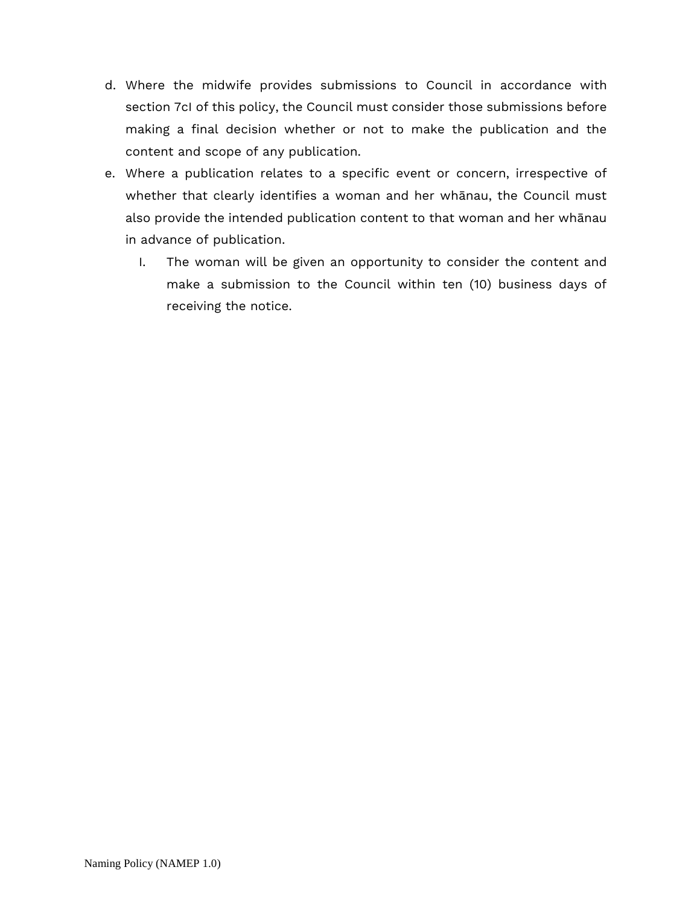d. Where the midwife provides submissions to Council in accordance with section 7cI of this policy, the Council must consider those submissions before making a final decision whether or not to make the publication and the content and scope of any publication.

e. Where a publication relates to a specific event or concern, irrespective of whether that clearly identifies a woman and her whānau, the Council must also provide the intended publication content to that woman and her whānau in advance of publication.

   I. The woman will be given an opportunity to consider the content and make a submission to the Council within ten (10) business days of receiving the notice.